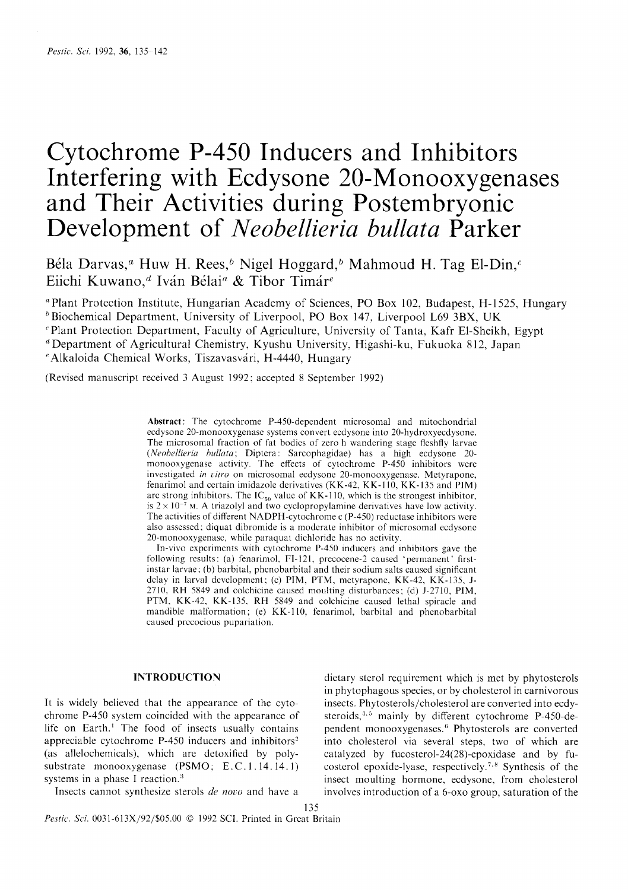# Cytochrome P-450 Inducers and Inhibitors Interfering with Ecdysone 20-Monooxygenases and Their Activities during Postembryonic Development of *Neobellieria bullata* Parker

Béla Darvas,[a] Huw H. Rees,[b] Nigel Hoggard,[b] Mahmoud H. Tag El-Din,[c] Eiichi Kuwano,[d] Iván Bélai[a] & Tibor Timár[e]

[a] Plant Protection Institute, Hungarian Academy of Sciences, PO Box 102, Budapest, H-1525, Hungary
[b] Biochemical Department, University of Liverpool, PO Box 147, Liverpool L69 3BX, UK
[c] Plant Protection Department, Faculty of Agriculture, University of Tanta, Kafr El-Sheikh, Egypt
[d] Department of Agricultural Chemistry, Kyushu University, Higashi-ku, Fukuoka 812, Japan
[e] Alkaloida Chemical Works, Tiszavasvári, H-4440, Hungary

(Revised manuscript received 3 August 1992; accepted 8 September 1992)

**Abstract**: The cytochrome P-450-dependent microsomal and mitochondrial ecdysone 20-monooxygenase systems convert ecdysone into 20-hydroxyecdysone. The microsomal fraction of fat bodies of zero h wandering stage fleshfly larvae (*Neobellieria bullata*; Diptera: Sarcophagidae) has a high ecdysone 20-monooxygenase activity. The effects of cytochrome P-450 inhibitors were investigated *in vitro* on microsomal ecdysone 20-monooxygenase. Metyrapone, fenarimol and certain imidazole derivatives (KK-42, KK-110, KK-135 and PIM) are strong inhibitors. The $IC_{50}$ value of KK-110, which is the strongest inhibitor, is $2 \times 10^{-7}$ M. A triazolyl and two cyclopropylamine derivatives have low activity. The activities of different NADPH-cytochrome c (P-450) reductase inhibitors were also assessed; diquat dibromide is a moderate inhibitor of microsomal ecdysone 20-monooxygenase, while paraquat dichloride has no activity.

In-vivo experiments with cytochrome P-450 inducers and inhibitors gave the following results: (a) fenarimol, FI-121, precocene-2 caused 'permanent' first-instar larvae; (b) barbital, phenobarbital and their sodium salts caused significant delay in larval development; (c) PIM, PTM, metyrapone, KK-42, KK-135, J-2710, RH 5849 and colchicine caused moulting disturbances; (d) J-2710, PIM, PTM, KK-42, KK-135, RH 5849 and colchicine caused lethal spiracle and mandible malformation; (e) KK-110, fenarimol, barbital and phenobarbital caused precocious pupariation.

## INTRODUCTION

It is widely believed that the appearance of the cytochrome P-450 system coincided with the appearance of life on Earth.[1] The food of insects usually contains appreciable cytochrome P-450 inducers and inhibitors[2] (as allelochemicals), which are detoxified by polysubstrate monooxygenase (PSMO; E.C.1.14.14.1) systems in a phase I reaction.[3]

Insects cannot synthesize sterols *de novo* and have a dietary sterol requirement which is met by phytosterols in phytophagous species, or by cholesterol in carnivorous insects. Phytosterols/cholesterol are converted into ecdysteroids,[4,5] mainly by different cytochrome P-450-dependent monooxygenases.[6] Phytosterols are converted into cholesterol via several steps, two of which are catalyzed by fucosterol-24(28)-epoxidase and by fucosterol epoxide-lyase, respectively.[7,8] Synthesis of the insect moulting hormone, ecdysone, from cholesterol involves introduction of a 6-oxo group, saturation of the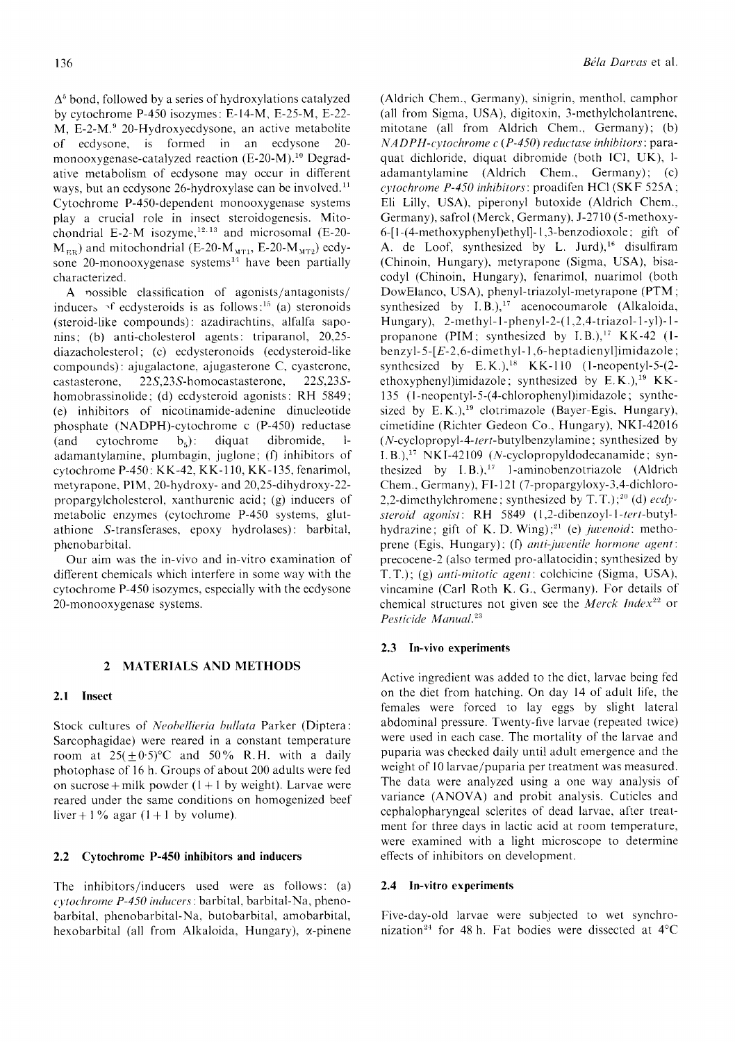$\Delta^5$ bond, followed by a series of hydroxylations catalyzed by cytochrome P-450 isozymes: E-14-M, E-25-M, E-22-M, E-2-M.[9] 20-Hydroxyecdysone, an active metabolite of ecdysone, is formed in an ecdysone 20-monooxygenase-catalyzed reaction (E-20-M).[10] Degradative metabolism of ecdysone may occur in different ways, but an ecdysone 26-hydroxylase can be involved.[11] Cytochrome P-450-dependent monooxygenase systems play a crucial role in insect steroidogenesis. Mitochondrial E-2-M isozyme,[12,13] and microsomal (E-20-$M_{ER}$) and mitochondrial (E-20-$M_{MT1}$, E-20-$M_{MT2}$) ecdysone 20-monooxygenase systems[14] have been partially characterized.

A possible classification of agonists/antagonists/inducers of ecdysteroids is as follows:[15] (a) steronoids (steroid-like compounds): azadirachtins, alfalfa saponins; (b) anti-cholesterol agents: triparanol, 20,25-diazacholesterol; (c) ecdysteronoids (ecdysteroid-like compounds): ajugalactone, ajugasterone C, cyasterone, castasterone, 22*S*,23*S*-homocastasterone, 22*S*,23*S*-homobrassinolide; (d) ecdysteroid agonists: RH 5849; (e) inhibitors of nicotinamide-adenine dinucleotide phosphate (NADPH)-cytochrome c (P-450) reductase (and cytochrome $b_5$): diquat dibromide, 1-adamantylamine, plumbagin, juglone; (f) inhibitors of cytochrome P-450: KK-42, KK-110, KK-135, fenarimol, metyrapone, PTM, 20-hydroxy- and 20,25-dihydroxy-22-propargylcholesterol, xanthurenic acid; (g) inducers of metabolic enzymes (cytochrome P-450 systems, glutathione *S*-transferases, epoxy hydrolases): barbital, phenobarbital.

Our aim was the in-vivo and in-vitro examination of different chemicals which interfere in some way with the cytochrome P-450 isozymes, especially with the ecdysone 20-monooxygenase systems.

## 2 MATERIALS AND METHODS

### 2.1 Insect

Stock cultures of *Neobellieria bullata* Parker (Diptera: Sarcophagidae) were reared in a constant temperature room at 25($\pm$0·5)°C and 50% R.H. with a daily photophase of 16 h. Groups of about 200 adults were fed on sucrose + milk powder (1 + 1 by weight). Larvae were reared under the same conditions on homogenized beef liver + 1% agar (1 + 1 by volume).

### 2.2 Cytochrome P-450 inhibitors and inducers

The inhibitors/inducers used were as follows: (a) *cytochrome P-450 inducers*: barbital, barbital-Na, phenobarbital, phenobarbital-Na, butobarbital, amobarbital, hexobarbital (all from Alkaloida, Hungary), α-pinene (Aldrich Chem., Germany), sinigrin, menthol, camphor (all from Sigma, USA), digitoxin, 3-methylcholantrene, mitotane (all from Aldrich Chem., Germany); (b) *NADPH-cytochrome c (P-450) reductase inhibitors*: paraquat dichloride, diquat dibromide (both ICI, UK), 1-adamantylamine (Aldrich Chem., Germany); (c) *cytochrome P-450 inhibitors*: proadifen HCl (SKF 525A; Eli Lilly, USA), piperonyl butoxide (Aldrich Chem., Germany), safrol (Merck, Germany), J-2710 (5-methoxy-6-[1-(4-methoxyphenyl)ethyl]-1,3-benzodioxole; gift of A. de Loof, synthesized by L. Jurd),[16] disulfiram (Chinoin, Hungary), metyrapone (Sigma, USA), bisacodyl (Chinoin, Hungary), fenarimol, nuarimol (both DowElanco, USA), phenyl-triazolyl-metyrapone (PTM; synthesized by I. B.),[17] acenocoumarole (Alkaloida, Hungary), 2-methyl-1-phenyl-2-(1,2,4-triazol-1-yl)-1-propanone (PIM; synthesized by I. B.),[17] KK-42 (1-benzyl-5-[*E*-2,6-dimethyl-1,6-heptadienyl]imidazole; synthesized by E. K.),[18] KK-110 (1-neopentyl-5-(2-ethoxyphenyl)imidazole; synthesized by E. K.),[19] KK-135 (1-neopentyl-5-(4-chlorophenyl)imidazole; synthesized by E. K.),[19] clotrimazole (Bayer-Egis, Hungary), cimetidine (Richter Gedeon Co., Hungary), NKI-42016 (*N*-cyclopropyl-4-*tert*-butylbenzylamine; synthesized by I. B.),[17] NKI-42109 (*N*-cyclopropyldodecanamide; synthesized by I. B.),[17] 1-aminobenzotriazole (Aldrich Chem., Germany), FI-121 (7-propargyloxy-3,4-dichloro-2,2-dimethylchromene; synthesized by T. T.);[20] (d) *ecdysteroid agonist*: RH 5849 (1,2-dibenzoyl-1-*tert*-butylhydrazine; gift of K. D. Wing);[21] (e) *juvenoid*: methoprene (Egis, Hungary); (f) *anti-juvenile hormone agent*: precocene-2 (also termed pro-allatocidin; synthesized by T. T.); (g) *anti-mitotic agent*: colchicine (Sigma, USA), vincamine (Carl Roth K. G., Germany). For details of chemical structures not given see the *Merck Index*[22] or *Pesticide Manual*.[23]

### 2.3 In-vivo experiments

Active ingredient was added to the diet, larvae being fed on the diet from hatching. On day 14 of adult life, the females were forced to lay eggs by slight lateral abdominal pressure. Twenty-five larvae (repeated twice) were used in each case. The mortality of the larvae and puparia was checked daily until adult emergence and the weight of 10 larvae/puparia per treatment was measured. The data were analyzed using a one way analysis of variance (ANOVA) and probit analysis. Cuticles and cephalopharyngeal sclerites of dead larvae, after treatment for three days in lactic acid at room temperature, were examined with a light microscope to determine effects of inhibitors on development.

### 2.4 In-vitro experiments

Five-day-old larvae were subjected to wet synchronization[24] for 48 h. Fat bodies were dissected at 4°C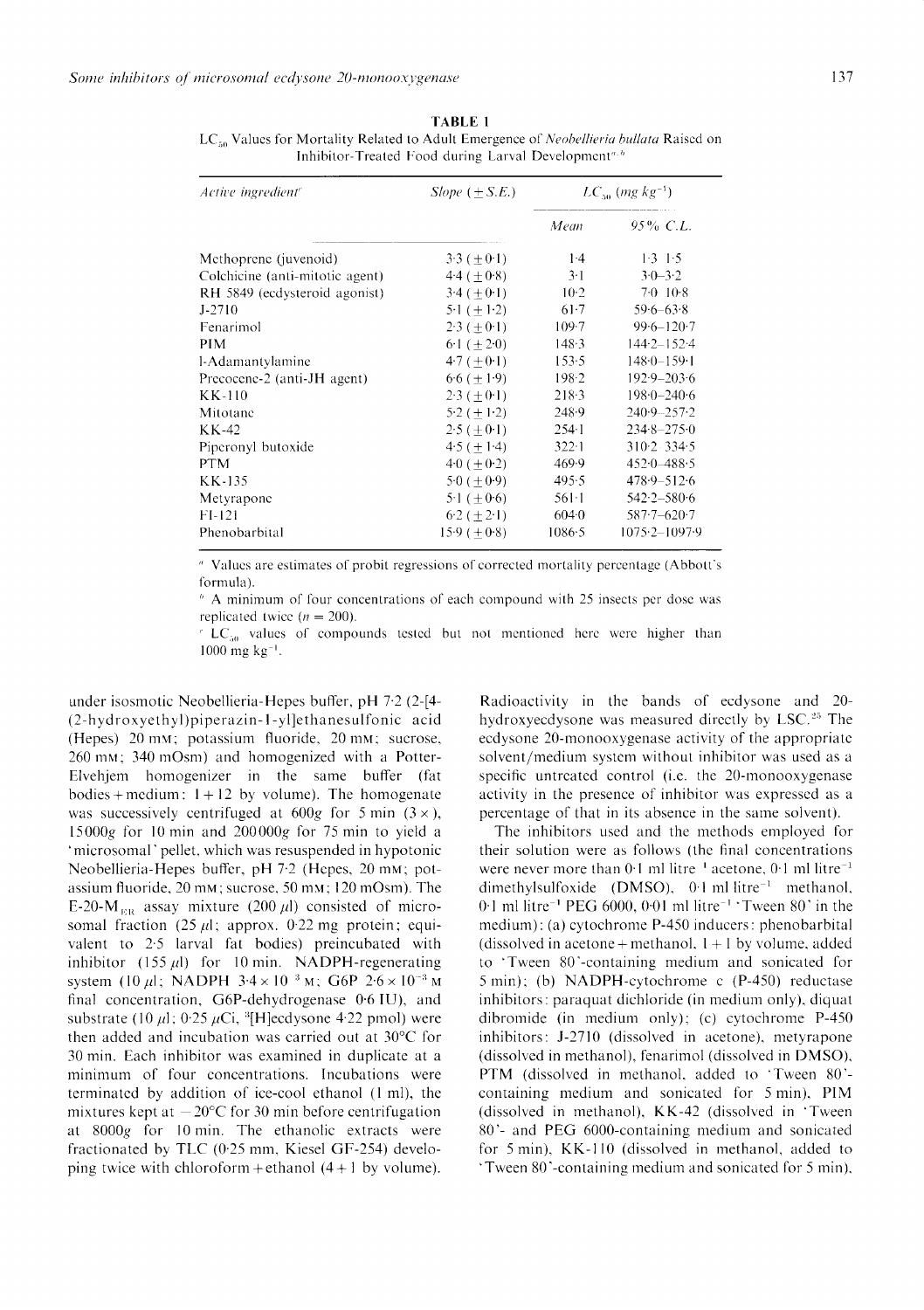**TABLE 1**
$LC_{50}$ Values for Mortality Related to Adult Emergence of *Neobellieria bullata* Raised on Inhibitor-Treated Food during Larval Development[a,b]

| *Active ingredient*[c] | *Slope* (± *S.E.*) | $LC_{50}$ (*mg kg*$^{-1}$) | |
|---|---|---|---|
| | | *Mean* | *95% C.L.* |
| Methoprene (juvenoid) | 3·3 (±0·1) | 1·4 | 1·3–1·5 |
| Colchicine (anti-mitotic agent) | 4·4 (±0·8) | 3·1 | 3·0–3·2 |
| RH 5849 (ecdysteroid agonist) | 3·4 (±0·1) | 10·2 | 7·0–10·8 |
| J-2710 | 5·1 (±1·2) | 61·7 | 59·6–63·8 |
| Fenarimol | 2·3 (±0·1) | 109·7 | 99·6–120·7 |
| PIM | 6·1 (±2·0) | 148·3 | 144·2–152·4 |
| 1-Adamantylamine | 4·7 (±0·1) | 153·5 | 148·0–159·1 |
| Precocene-2 (anti-JH agent) | 6·6 (±1·9) | 198·2 | 192·9–203·6 |
| KK-110 | 2·3 (±0·1) | 218·3 | 198·0–240·6 |
| Mitotane | 5·2 (±1·2) | 248·9 | 240·9–257·2 |
| KK-42 | 2·5 (±0·1) | 254·1 | 234·8–275·0 |
| Piperonyl butoxide | 4·5 (±1·4) | 322·1 | 310·2–334·5 |
| PTM | 4·0 (±0·2) | 469·9 | 452·0–488·5 |
| KK-135 | 5·0 (±0·9) | 495·5 | 478·9–512·6 |
| Metyrapone | 5·1 (±0·6) | 561·1 | 542·2–580·6 |
| FI-121 | 6·2 (±2·1) | 604·0 | 587·7–620·7 |
| Phenobarbital | 15·9 (±0·8) | 1086·5 | 1075·2–1097·9 |

[a] Values are estimates of probit regressions of corrected mortality percentage (Abbott's formula).

[b] A minimum of four concentrations of each compound with 25 insects per dose was replicated twice ($n = 200$).

[c] $LC_{50}$ values of compounds tested but not mentioned here were higher than 1000 mg kg$^{-1}$.

under isosmotic Neobellieria-Hepes buffer, pH 7·2 (2-[4-(2-hydroxyethyl)piperazin-1-yl]ethanesulfonic acid (Hepes) 20 mM; potassium fluoride, 20 mM; sucrose, 260 mM; 340 mOsm) and homogenized with a Potter-Elvehjem homogenizer in the same buffer (fat bodies + medium: 1 + 12 by volume). The homogenate was successively centrifuged at 600*g* for 5 min (3 ×), 15000*g* for 10 min and 200000*g* for 75 min to yield a 'microsomal' pellet, which was resuspended in hypotonic Neobellieria-Hepes buffer, pH 7·2 (Hepes, 20 mM; potassium fluoride, 20 mM; sucrose, 50 mM; 120 mOsm). The E-20-$M_{ER}$ assay mixture (200 μl) consisted of microsomal fraction (25 μl; approx. 0·22 mg protein; equivalent to 2·5 larval fat bodies) preincubated with inhibitor (155 μl) for 10 min. NADPH-regenerating system (10 μl; NADPH $3{\cdot}4 \times 10^{-3}$ M; G6P $2{\cdot}6 \times 10^{-3}$ M final concentration, G6P-dehydrogenase 0·6 IU), and substrate (10 μl; 0·25 μCi, $^3$[H]ecdysone 4·22 pmol) were then added and incubation was carried out at 30°C for 30 min. Each inhibitor was examined in duplicate at a minimum of four concentrations. Incubations were terminated by addition of ice-cool ethanol (1 ml), the mixtures kept at −20°C for 30 min before centrifugation at 8000*g* for 10 min. The ethanolic extracts were fractionated by TLC (0·25 mm, Kiesel GF-254) developing twice with chloroform + ethanol (4 + 1 by volume).

Radioactivity in the bands of ecdysone and 20-hydroxyecdysone was measured directly by LSC.[25] The ecdysone 20-monooxygenase activity of the appropriate solvent/medium system without inhibitor was used as a specific untreated control (i.e. the 20-monooxygenase activity in the presence of inhibitor was expressed as a percentage of that in its absence in the same solvent).

The inhibitors used and the methods employed for their solution were as follows (the final concentrations were never more than 0·1 ml litre$^{-1}$ acetone, 0·1 ml litre$^{-1}$ dimethylsulfoxide (DMSO), 0·1 ml litre$^{-1}$ methanol, 0·1 ml litre$^{-1}$ PEG 6000, 0·01 ml litre$^{-1}$ 'Tween 80' in the medium): (a) cytochrome P-450 inducers: phenobarbital (dissolved in acetone + methanol, 1 + 1 by volume, added to 'Tween 80'-containing medium and sonicated for 5 min); (b) NADPH-cytochrome c (P-450) reductase inhibitors: paraquat dichloride (in medium only), diquat dibromide (in medium only); (c) cytochrome P-450 inhibitors: J-2710 (dissolved in acetone), metyrapone (dissolved in methanol), fenarimol (dissolved in DMSO), PTM (dissolved in methanol, added to 'Tween 80'-containing medium and sonicated for 5 min), PIM (dissolved in methanol), KK-42 (dissolved in 'Tween 80'- and PEG 6000-containing medium and sonicated for 5 min), KK-110 (dissolved in methanol, added to 'Tween 80'-containing medium and sonicated for 5 min),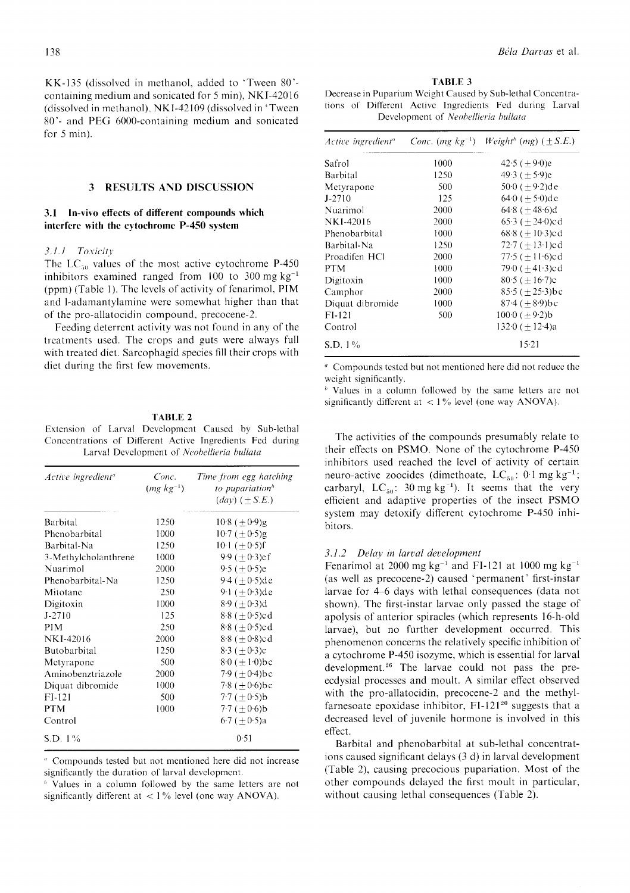KK-135 (dissolved in methanol, added to 'Tween 80'-containing medium and sonicated for 5 min), NKI-42016 (dissolved in methanol). NKI-42109 (dissolved in 'Tween 80'- and PEG 6000-containing medium and sonicated for 5 min).

## 3 RESULTS AND DISCUSSION

### 3.1 In-vivo effects of different compounds which interfere with the cytochrome P-450 system

#### 3.1.1 Toxicity

The $LC_{50}$ values of the most active cytochrome P-450 inhibitors examined ranged from 100 to 300 mg $kg^{-1}$ (ppm) (Table 1). The levels of activity of fenarimol, PIM and 1-adamantylamine were somewhat higher than that of the pro-allatocidin compound, precocene-2.

Feeding deterrent activity was not found in any of the treatments used. The crops and guts were always full with treated diet. Sarcophagid species fill their crops with diet during the first few movements.

**TABLE 2**
Extension of Larval Development Caused by Sub-lethal Concentrations of Different Active Ingredients Fed during Larval Development of *Neobellieria bullata*

| *Active ingredient*[a] | *Conc.* (*mg* $kg^{-1}$) | *Time from egg hatching to pupariation*[b] (*day*) ($\pm$*S.E.*) |
|---|---|---|
| Barbital | 1250 | 10·8 (±0·9)g |
| Phenobarbital | 1000 | 10·7 (±0·5)g |
| Barbital-Na | 1250 | 10·1 (±0·5)f |
| 3-Methylcholanthrene | 1000 | 9·9 (±0·3)ef |
| Nuarimol | 2000 | 9·5 (±0·5)e |
| Phenobarbital-Na | 1250 | 9·4 (±0·5)de |
| Mitotane | 250 | 9·1 (±0·3)de |
| Digitoxin | 1000 | 8·9 (±0·3)d |
| J-2710 | 125 | 8·8 (±0·5)cd |
| PIM | 250 | 8·8 (±0·5)cd |
| NKI-42016 | 2000 | 8·8 (±0·8)cd |
| Butobarbital | 1250 | 8·3 (±0·3)c |
| Metyrapone | 500 | 8·0 (±1·0)bc |
| Aminobenztriazole | 2000 | 7·9 (±0·4)bc |
| Diquat dibromide | 1000 | 7·8 (±0·6)bc |
| FI-121 | 500 | 7·7 (±0·5)b |
| PTM | 1000 | 7·7 (±0·6)b |
| Control | | 6·7 (±0·5)a |
| S.D. 1% | | 0·51 |

[a] Compounds tested but not mentioned here did not increase significantly the duration of larval development.

[b] Values in a column followed by the same letters are not significantly different at < 1% level (one way ANOVA).

**TABLE 3**
Decrease in Puparium Weight Caused by Sub-lethal Concentrations of Different Active Ingredients Fed during Larval Development of *Neobellieria bullata*

| *Active ingredient*[a] | *Conc.* (*mg* $kg^{-1}$) | *Weight*[b] (*mg*) ($\pm$*S.E.*) |
|---|---|---|
| Safrol | 1000 | 42·5 (±9·0)e |
| Barbital | 1250 | 49·3 (±5·9)e |
| Metyrapone | 500 | 50·0 (±9·2)de |
| J-2710 | 125 | 64·0 (±5·0)de |
| Nuarimol | 2000 | 64·8 (±48·6)d |
| NKI-42016 | 2000 | 65·3 (±24·0)cd |
| Phenobarbital | 1000 | 68·8 (±10·3)cd |
| Barbital-Na | 1250 | 72·7 (±13·1)cd |
| Proadifen HCl | 2000 | 77·5 (±11·6)cd |
| PTM | 1000 | 79·0 (±41·3)cd |
| Digitoxin | 1000 | 80·5 (±16·7)c |
| Camphor | 2000 | 85·5 (±25·3)bc |
| Diquat dibromide | 1000 | 87·4 (±8·9)bc |
| FI-121 | 500 | 100·0 (±9·2)b |
| Control | | 132·0 (±12·4)a |
| S.D. 1% | | 15·21 |

[a] Compounds tested but not mentioned here did not reduce the weight significantly.

[b] Values in a column followed by the same letters are not significantly different at < 1% level (one way ANOVA).

The activities of the compounds presumably relate to their effects on PSMO. None of the cytochrome P-450 inhibitors used reached the level of activity of certain neuro-active zoocides (dimethoate, $LC_{50}$: 0·1 mg $kg^{-1}$; carbaryl, $LC_{50}$: 30 mg $kg^{-1}$). It seems that the very efficient and adaptive properties of the insect PSMO system may detoxify different cytochrome P-450 inhibitors.

#### 3.1.2 Delay in larval development

Fenarimol at 2000 mg $kg^{-1}$ and FI-121 at 1000 mg $kg^{-1}$ (as well as precocene-2) caused 'permanent' first-instar larvae for 4–6 days with lethal consequences (data not shown). The first-instar larvae only passed the stage of apolysis of anterior spiracles (which represents 16-h-old larvae), but no further development occurred. This phenomenon concerns the relatively specific inhibition of a cytochrome P-450 isozyme, which is essential for larval development.[26] The larvae could not pass the pre-ecdysial processes and moult. A similar effect observed with the pro-allatocidin, precocene-2 and the methyl-farnesoate epoxidase inhibitor, FI-121[20] suggests that a decreased level of juvenile hormone is involved in this effect.

Barbital and phenobarbital at sub-lethal concentrations caused significant delays (3 d) in larval development (Table 2), causing precocious pupariation. Most of the other compounds delayed the first moult in particular, without causing lethal consequences (Table 2).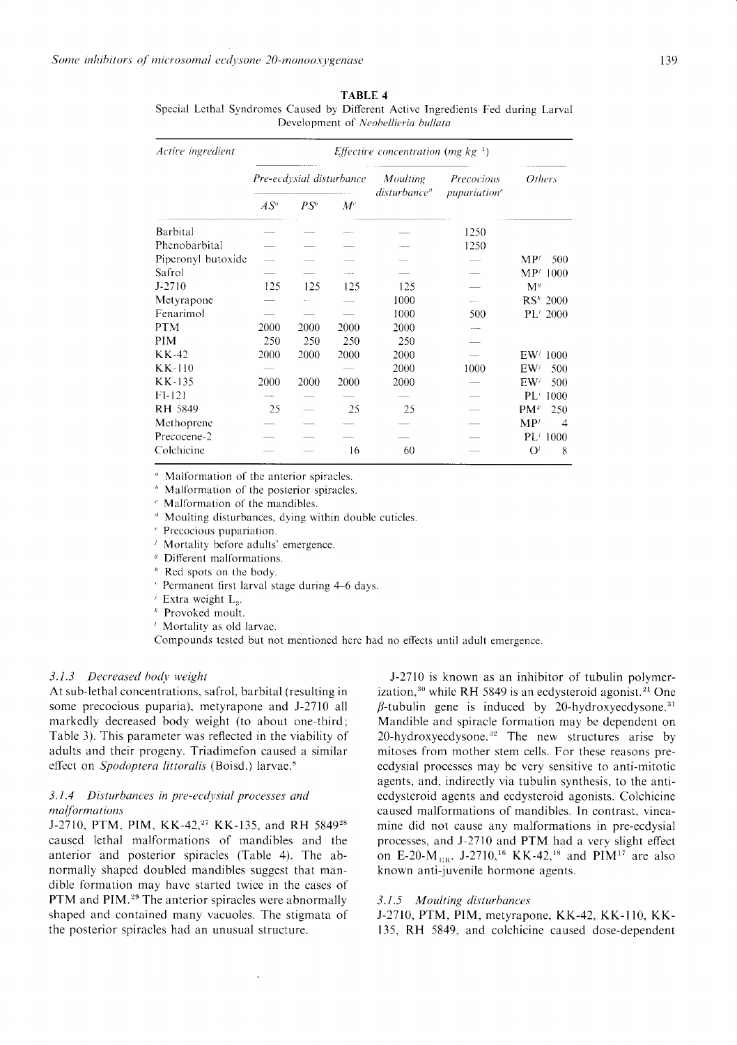**TABLE 4**
Special Lethal Syndromes Caused by Different Active Ingredients Fed during Larval Development of *Neobellieria bullata*

| *Active ingredient* | *Effective concentration (mg kg* $^{-1}$*)* | | | | | |
|---|---|---|---|---|---|---|
| | *Pre-ecdysial disturbance* | | | *Moulting disturbance*[d] | *Precocious pupariation*[e] | *Others* |
| | *AS*[a] | *PS*[b] | *M*[c] | | | |
| Barbital | — | — | — | — | 1250 | |
| Phenobarbital | — | — | — | — | 1250 | |
| Piperonyl butoxide | — | — | — | — | — | MP[f] 500 |
| Safrol | — | — | — | — | — | MP[f] 1000 |
| J-2710 | 125 | 125 | 125 | 125 | — | M[g] |
| Metyrapone | — | — | — | 1000 | — | RS[h] 2000 |
| Fenarimol | — | — | — | 1000 | 500 | PL[i] 2000 |
| PTM | 2000 | 2000 | 2000 | 2000 | — | |
| PIM | 250 | 250 | 250 | 250 | — | |
| KK-42 | 2000 | 2000 | 2000 | 2000 | — | EW[j] 1000 |
| KK-110 | — | — | — | 2000 | 1000 | EW[j] 500 |
| KK-135 | 2000 | 2000 | 2000 | 2000 | — | EW[j] 500 |
| FI-121 | — | — | — | — | — | PL[i] 1000 |
| RH 5849 | 25 | — | 25 | 25 | — | PM[k] 250 |
| Methoprene | — | — | — | — | — | MP[f] 4 |
| Precocene-2 | — | — | — | — | — | PL[i] 1000 |
| Colchicine | — | — | 16 | 60 | — | O[l] 8 |

[a] Malformation of the anterior spiracles.
[b] Malformation of the posterior spiracles.
[c] Malformation of the mandibles.
[d] Moulting disturbances, dying within double cuticles.
[e] Precocious pupariation.
[f] Mortality before adults' emergence.
[g] Different malformations.
[h] Red spots on the body.
[i] Permanent first larval stage during 4–6 days.
[j] Extra weight $L_3$.
[k] Provoked moult.
[l] Mortality as old larvae.
Compounds tested but not mentioned here had no effects until adult emergence.

### 3.1.3 Decreased body weight

At sub-lethal concentrations, safrol, barbital (resulting in some precocious puparia), metyrapone and J-2710 all markedly decreased body weight (to about one-third; Table 3). This parameter was reflected in the viability of adults and their progeny. Triadimefon caused a similar effect on *Spodoptera littoralis* (Boisd.) larvae.[8]

### 3.1.4 Disturbances in pre-ecdysial processes and malformations

J-2710, PTM, PIM, KK-42,[27] KK-135, and RH 5849[28] caused lethal malformations of mandibles and the anterior and posterior spiracles (Table 4). The abnormally shaped doubled mandibles suggest that mandible formation may have started twice in the cases of PTM and PIM.[29] The anterior spiracles were abnormally shaped and contained many vacuoles. The stigmata of the posterior spiracles had an unusual structure.

J-2710 is known as an inhibitor of tubulin polymerization,[30] while RH 5849 is an ecdysteroid agonist.[21] One $\beta$-tubulin gene is induced by 20-hydroxyecdysone.[31] Mandible and spiracle formation may be dependent on 20-hydroxyecdysone.[32] The new structures arise by mitoses from mother stem cells. For these reasons pre-ecdysial processes may be very sensitive to anti-mitotic agents, and, indirectly via tubulin synthesis, to the anti-ecdysteroid agents and ecdysteroid agonists. Colchicine caused malformations of mandibles. In contrast, vincamine did not cause any malformations in pre-ecdysial processes, and J-2710 and PTM had a very slight effect on E-20-$M_{ER}$. J-2710,[16] KK-42,[18] and PIM[17] are also known anti-juvenile hormone agents.

### 3.1.5 Moulting disturbances

J-2710, PTM, PIM, metyrapone, KK-42, KK-110, KK-135, RH 5849, and colchicine caused dose-dependent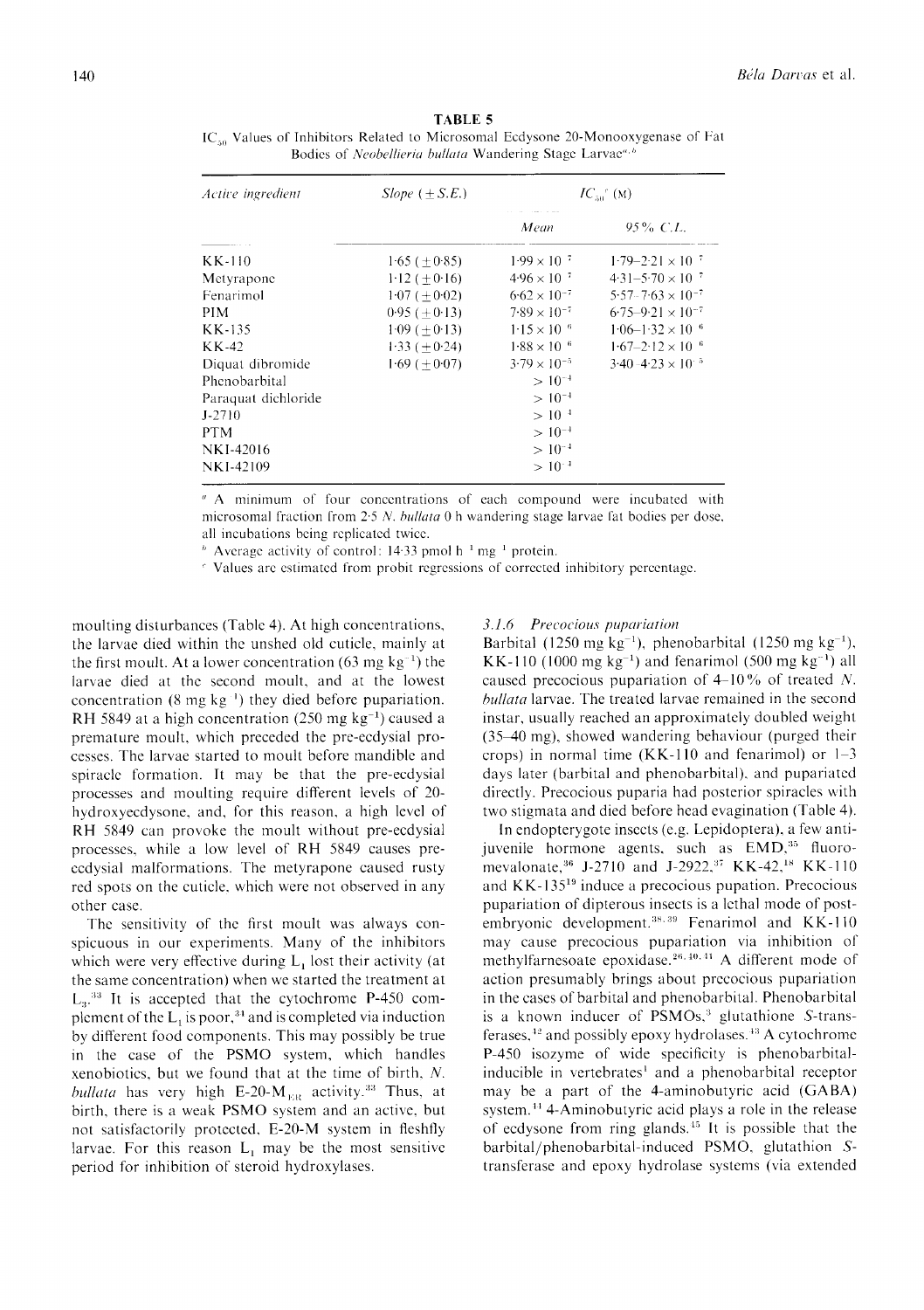**TABLE 5**

$IC_{50}$ Values of Inhibitors Related to Microsomal Ecdysone 20-Monooxygenase of Fat Bodies of *Neobellieria bullata* Wandering Stage Larvae[a,b]

| Active ingredient | Slope (±S.E.) | $IC_{50}$[c] (M) | |
|---|---|---|---|
| | | Mean | 95% C.L. |
| KK-110 | 1·65 (±0·85) | $1{\cdot}99 \times 10^{-7}$ | $1{\cdot}79$–$2{\cdot}21 \times 10^{-7}$ |
| Metyrapone | 1·12 (±0·16) | $4{\cdot}96 \times 10^{-7}$ | $4{\cdot}31$–$5{\cdot}70 \times 10^{-7}$ |
| Fenarimol | 1·07 (±0·02) | $6{\cdot}62 \times 10^{-7}$ | $5{\cdot}57$–$7{\cdot}63 \times 10^{-7}$ |
| PIM | 0·95 (±0·13) | $7{\cdot}89 \times 10^{-7}$ | $6{\cdot}75$–$9{\cdot}21 \times 10^{-7}$ |
| KK-135 | 1·09 (±0·13) | $1{\cdot}15 \times 10^{-6}$ | $1{\cdot}06$–$1{\cdot}32 \times 10^{-6}$ |
| KK-42 | 1·33 (±0·24) | $1{\cdot}88 \times 10^{-6}$ | $1{\cdot}67$–$2{\cdot}12 \times 10^{-6}$ |
| Diquat dibromide | 1·69 (±0·07) | $3{\cdot}79 \times 10^{-5}$ | $3{\cdot}40$–$4{\cdot}23 \times 10^{-5}$ |
| Phenobarbital | | $> 10^{-4}$ | |
| Paraquat dichloride | | $> 10^{-4}$ | |
| J-2710 | | $> 10^{-4}$ | |
| PTM | | $> 10^{-4}$ | |
| NKI-42016 | | $> 10^{-4}$ | |
| NKI-42109 | | $> 10^{-4}$ | |

[a] A minimum of four concentrations of each compound were incubated with microsomal fraction from 2·5 *N. bullata* 0 h wandering stage larvae fat bodies per dose, all incubations being replicated twice.

[b] Average activity of control: 14·33 pmol $h^{-1}$ $mg^{-1}$ protein.

[c] Values are estimated from probit regressions of corrected inhibitory percentage.

moulting disturbances (Table 4). At high concentrations, the larvae died within the unshed old cuticle, mainly at the first moult. At a lower concentration (63 mg $kg^{-1}$) the larvae died at the second moult, and at the lowest concentration (8 mg $kg^{-1}$) they died before pupariation. RH 5849 at a high concentration (250 mg $kg^{-1}$) caused a premature moult, which preceded the pre-ecdysial processes. The larvae started to moult before mandible and spiracle formation. It may be that the pre-ecdysial processes and moulting require different levels of 20-hydroxyecdysone, and, for this reason, a high level of RH 5849 can provoke the moult without pre-ecdysial processes, while a low level of RH 5849 causes pre-ecdysial malformations. The metyrapone caused rusty red spots on the cuticle, which were not observed in any other case.

The sensitivity of the first moult was always conspicuous in our experiments. Many of the inhibitors which were very effective during $L_1$ lost their activity (at the same concentration) when we started the treatment at $L_3$.[33] It is accepted that the cytochrome P-450 complement of the $L_1$ is poor,[34] and is completed via induction by different food components. This may possibly be true in the case of the PSMO system, which handles xenobiotics, but we found that at the time of birth, *N. bullata* has very high E-20-$M_{FB}$ activity.[33] Thus, at birth, there is a weak PSMO system and an active, but not satisfactorily protected, E-20-M system in fleshfly larvae. For this reason $L_1$ may be the most sensitive period for inhibition of steroid hydroxylases.

### 3.1.6 *Precocious pupariation*

Barbital (1250 mg $kg^{-1}$), phenobarbital (1250 mg $kg^{-1}$), KK-110 (1000 mg $kg^{-1}$) and fenarimol (500 mg $kg^{-1}$) all caused precocious pupariation of 4–10% of treated *N. bullata* larvae. The treated larvae remained in the second instar, usually reached an approximately doubled weight (35–40 mg), showed wandering behaviour (purged their crops) in normal time (KK-110 and fenarimol) or 1–3 days later (barbital and phenobarbital), and pupariated directly. Precocious puparia had posterior spiracles with two stigmata and died before head evagination (Table 4).

In endopterygote insects (e.g. Lepidoptera), a few anti-juvenile hormone agents, such as EMD,[35] fluoromevalonate,[36] J-2710 and J-2922,[37] KK-42,[18] KK-110 and KK-135[19] induce a precocious pupation. Precocious pupariation of dipterous insects is a lethal mode of post-embryonic development.[38,39] Fenarimol and KK-110 may cause precocious pupariation via inhibition of methylfarnesoate epoxidase.[26,40,41] A different mode of action presumably brings about precocious pupariation in the cases of barbital and phenobarbital. Phenobarbital is a known inducer of PSMOs,[3] glutathione *S*-transferases,[12] and possibly epoxy hydrolases.[43] A cytochrome P-450 isozyme of wide specificity is phenobarbital-inducible in vertebrates[1] and a phenobarbital receptor may be a part of the 4-aminobutyric acid (GABA) system.[11] 4-Aminobutyric acid plays a role in the release of ecdysone from ring glands.[15] It is possible that the barbital/phenobarbital-induced PSMO, glutathion *S*-transferase and epoxy hydrolase systems (via extended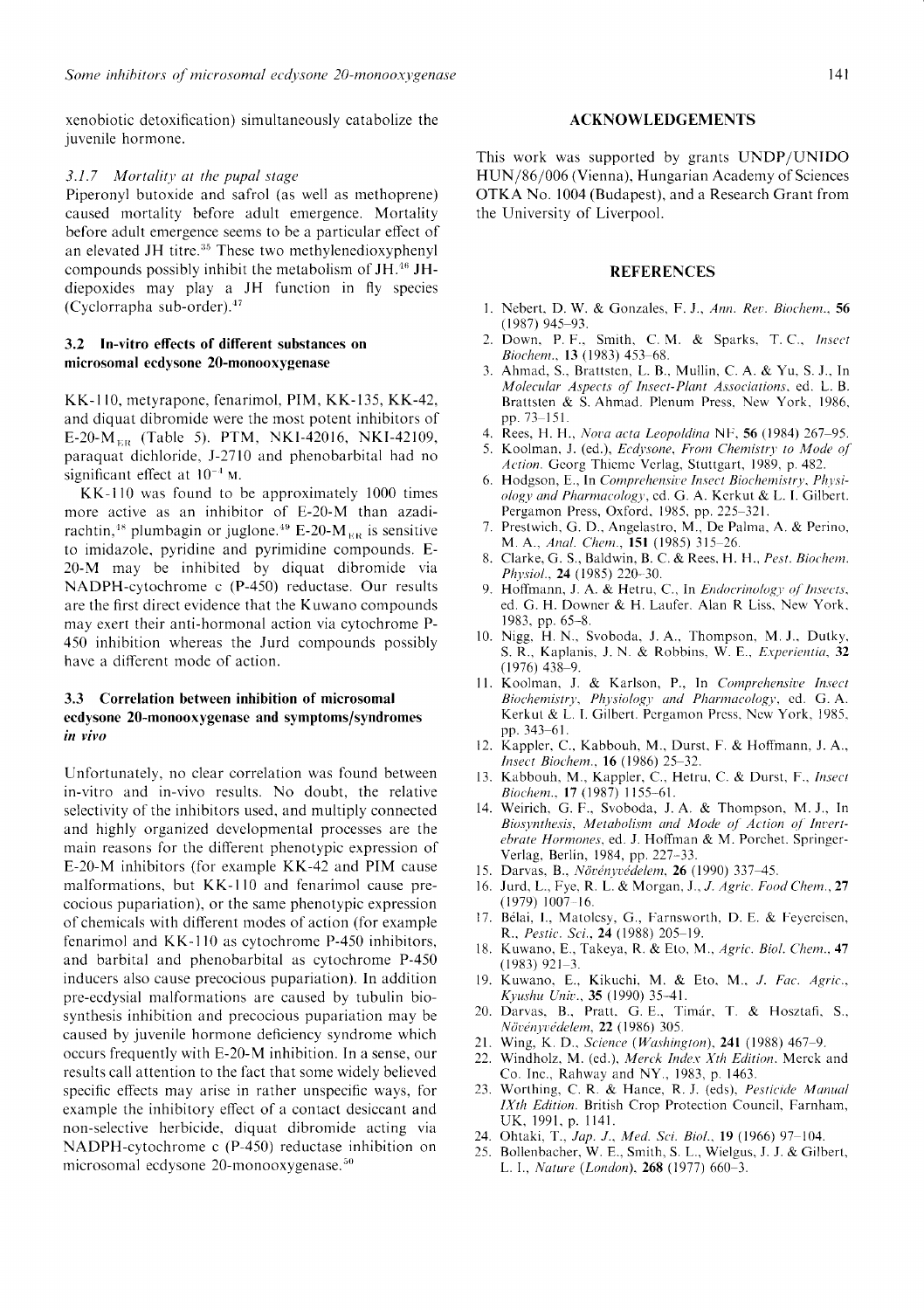xenobiotic detoxification) simultaneously catabolize the juvenile hormone.

#### *3.1.7 Mortality at the pupal stage*

Piperonyl butoxide and safrol (as well as methoprene) caused mortality before adult emergence. Mortality before adult emergence seems to be a particular effect of an elevated JH titre.[35] These two methylenedioxyphenyl compounds possibly inhibit the metabolism of JH.[16] JH-diepoxides may play a JH function in fly species (Cyclorrapha sub-order).[47]

### 3.2 In-vitro effects of different substances on microsomal ecdysone 20-monooxygenase

KK-110, metyrapone, fenarimol, PIM, KK-135, KK-42, and diquat dibromide were the most potent inhibitors of $E\text{-}20\text{-}M_{ER}$ (Table 5). PTM, NKI-42016, NKI-42109, paraquat dichloride, J-2710 and phenobarbital had no significant effect at $10^{-4}$ M.

KK-110 was found to be approximately 1000 times more active as an inhibitor of E-20-M than azadirachtin,[18] plumbagin or juglone.[49] $E\text{-}20\text{-}M_{ER}$ is sensitive to imidazole, pyridine and pyrimidine compounds. E-20-M may be inhibited by diquat dibromide via NADPH-cytochrome c (P-450) reductase. Our results are the first direct evidence that the Kuwano compounds may exert their anti-hormonal action via cytochrome P-450 inhibition whereas the Jurd compounds possibly have a different mode of action.

### 3.3 Correlation between inhibition of microsomal ecdysone 20-monooxygenase and symptoms/syndromes *in vivo*

Unfortunately, no clear correlation was found between in-vitro and in-vivo results. No doubt, the relative selectivity of the inhibitors used, and multiply connected and highly organized developmental processes are the main reasons for the different phenotypic expression of E-20-M inhibitors (for example KK-42 and PIM cause malformations, but KK-110 and fenarimol cause precocious pupariation), or the same phenotypic expression of chemicals with different modes of action (for example fenarimol and KK-110 as cytochrome P-450 inhibitors, and barbital and phenobarbital as cytochrome P-450 inducers also cause precocious pupariation). In addition pre-ecdysial malformations are caused by tubulin biosynthesis inhibition and precocious pupariation may be caused by juvenile hormone deficiency syndrome which occurs frequently with E-20-M inhibition. In a sense, our results call attention to the fact that some widely believed specific effects may arise in rather unspecific ways, for example the inhibitory effect of a contact desiccant and non-selective herbicide, diquat dibromide acting via NADPH-cytochrome c (P-450) reductase inhibition on microsomal ecdysone 20-monooxygenase.[50]

## ACKNOWLEDGEMENTS

This work was supported by grants UNDP/UNIDO HUN/86/006 (Vienna), Hungarian Academy of Sciences OTKA No. 1004 (Budapest), and a Research Grant from the University of Liverpool.

## REFERENCES

1. Nebert, D. W. & Gonzales, F. J., *Ann. Rev. Biochem.*, **56** (1987) 945–93.
2. Down, P. F., Smith, C. M. & Sparks, T. C., *Insect Biochem.*, **13** (1983) 453–68.
3. Ahmad, S., Brattsten, L. B., Mullin, C. A. & Yu, S. J., In *Molecular Aspects of Insect-Plant Associations*, ed. L. B. Brattsten & S. Ahmad. Plenum Press, New York, 1986, pp. 73–151.
4. Rees, H. H., *Nova acta Leopoldina* NF, **56** (1984) 267–95.
5. Koolman, J. (ed.), *Ecdysone, From Chemistry to Mode of Action.* Georg Thieme Verlag, Stuttgart, 1989, p. 482.
6. Hodgson, E., In *Comprehensive Insect Biochemistry, Physiology and Pharmacology*, ed. G. A. Kerkut & L. I. Gilbert. Pergamon Press, Oxford, 1985, pp. 225–321.
7. Prestwich, G. D., Angelastro, M., De Palma, A. & Perino, M. A., *Anal. Chem.*, **151** (1985) 315–26.
8. Clarke, G. S., Baldwin, B. C. & Rees, H. H., *Pest. Biochem. Physiol.*, **24** (1985) 220–30.
9. Hoffmann, J. A. & Hetru, C., In *Endocrinology of Insects*, ed. G. H. Downer & H. Laufer. Alan R Liss, New York, 1983, pp. 65–8.
10. Nigg, H. N., Svoboda, J. A., Thompson, M. J., Dutky, S. R., Kaplanis, J. N. & Robbins, W. E., *Experientia*, **32** (1976) 438–9.
11. Koolman, J. & Karlson, P., In *Comprehensive Insect Biochemistry, Physiology and Pharmacology*, ed. G. A. Kerkut & L. I. Gilbert. Pergamon Press, New York, 1985, pp. 343–61.
12. Kappler, C., Kabbouh, M., Durst, F. & Hoffmann, J. A., *Insect Biochem.*, **16** (1986) 25–32.
13. Kabbouh, M., Kappler, C., Hetru, C. & Durst, F., *Insect Biochem.*, **17** (1987) 1155–61.
14. Weirich, G. F., Svoboda, J. A. & Thompson, M. J., In *Biosynthesis, Metabolism and Mode of Action of Invertebrate Hormones*, ed. J. Hoffman & M. Porchet. Springer-Verlag, Berlin, 1984, pp. 227–33.
15. Darvas, B., *Növényvédelem*, **26** (1990) 337–45.
16. Jurd, L., Fye, R. L. & Morgan, J., *J. Agric. Food Chem.*, **27** (1979) 1007–16.
17. Bélai, I., Matolcsy, G., Farnsworth, D. E. & Feyereisen, R., *Pestic. Sci.*, **24** (1988) 205–19.
18. Kuwano, E., Takeya, R. & Eto, M., *Agric. Biol. Chem.*, **47** (1983) 921–3.
19. Kuwano, E., Kikuchi, M. & Eto, M., *J. Fac. Agric., Kyushu Univ.*, **35** (1990) 35–41.
20. Darvas, B., Pratt, G. E., Timár, T. & Hosztafi, S., *Növényvédelem*, **22** (1986) 305.
21. Wing, K. D., *Science (Washington)*, **241** (1988) 467–9.
22. Windholz, M. (ed.), *Merck Index Xth Edition*. Merck and Co. Inc., Rahway and NY., 1983, p. 1463.
23. Worthing, C. R. & Hance, R. J. (eds), *Pesticide Manual IXth Edition*. British Crop Protection Council, Farnham, UK, 1991, p. 1141.
24. Ohtaki, T., *Jap. J., Med. Sci. Biol.*, **19** (1966) 97–104.
25. Bollenbacher, W. E., Smith, S. L., Wielgus, J. J. & Gilbert, L. I., *Nature (London)*, **268** (1977) 660–3.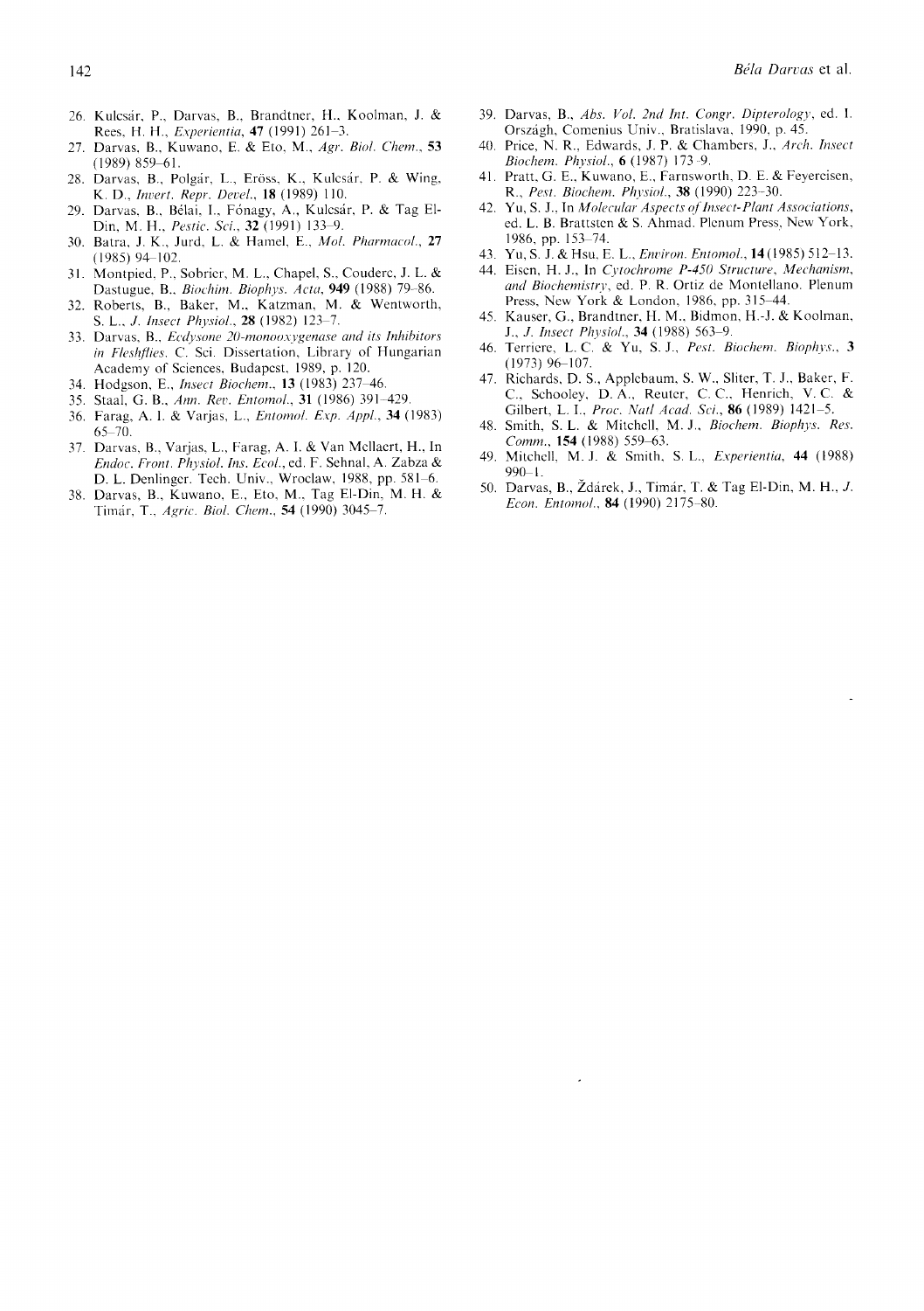26. Kulcsár, P., Darvas, B., Brandtner, H., Koolman, J. & Rees, H. H., *Experientia*, **47** (1991) 261–3.
27. Darvas, B., Kuwano, E. & Eto, M., *Agr. Biol. Chem.*, **53** (1989) 859–61.
28. Darvas, B., Polgár, L., Eröss, K., Kulcsár, P. & Wing, K. D., *Invert. Repr. Devel.*, **18** (1989) 110.
29. Darvas, B., Bélai, I., Fónagy, A., Kulcsár, P. & Tag El-Din, M. H., *Pestic. Sci.*, **32** (1991) 133–9.
30. Batra, J. K., Jurd, L. & Hamel, E., *Mol. Pharmacol.*, **27** (1985) 94–102.
31. Montpied, P., Sobrier, M. L., Chapel, S., Couderc, J. L. & Dastugue, B., *Biochim. Biophys. Acta*, **949** (1988) 79–86.
32. Roberts, B., Baker, M., Katzman, M. & Wentworth, S. L., *J. Insect Physiol.*, **28** (1982) 123–7.
33. Darvas, B., *Ecdysone 20-monooxygenase and its Inhibitors in Fleshflies*. C. Sci. Dissertation, Library of Hungarian Academy of Sciences, Budapest, 1989, p. 120.
34. Hodgson, E., *Insect Biochem.*, **13** (1983) 237–46.
35. Staal, G. B., *Ann. Rev. Entomol.*, **31** (1986) 391–429.
36. Farag, A. I. & Varjas, L., *Entomol. Exp. Appl.*, **34** (1983) 65–70.
37. Darvas, B., Varjas, L., Farag, A. I. & Van Mellaert, H., In *Endoc. Front. Physiol. Ins. Ecol.*, ed. F. Sehnal, A. Zabza & D. L. Denlinger. Tech. Univ., Wroclaw, 1988, pp. 581–6.
38. Darvas, B., Kuwano, E., Eto, M., Tag El-Din, M. H. & Timár, T., *Agric. Biol. Chem.*, **54** (1990) 3045–7.
39. Darvas, B., *Abs. Vol. 2nd Int. Congr. Dipterology*, ed. I. Országh, Comenius Univ., Bratislava, 1990, p. 45.
40. Price, N. R., Edwards, J. P. & Chambers, J., *Arch. Insect Biochem. Physiol.*, **6** (1987) 173–9.
41. Pratt, G. E., Kuwano, E., Farnsworth, D. E. & Feyereisen, R., *Pest. Biochem. Physiol.*, **38** (1990) 223–30.
42. Yu, S. J., In *Molecular Aspects of Insect-Plant Associations*, ed. L. B. Brattsten & S. Ahmad. Plenum Press, New York, 1986, pp. 153–74.
43. Yu, S. J. & Hsu, E. L., *Environ. Entomol.*, **14** (1985) 512–13.
44. Eisen, H. J., In *Cytochrome P-450 Structure, Mechanism, and Biochemistry*, ed. P. R. Ortiz de Montellano. Plenum Press, New York & London, 1986, pp. 315–44.
45. Kauser, G., Brandtner, H. M., Bidmon, H.-J. & Koolman, J., *J. Insect Physiol.*, **34** (1988) 563–9.
46. Terriere, L. C. & Yu, S. J., *Pest. Biochem. Biophys.*, **3** (1973) 96–107.
47. Richards, D. S., Applebaum, S. W., Sliter, T. J., Baker, F. C., Schooley, D. A., Reuter, C. C., Henrich, V. C. & Gilbert, L. I., *Proc. Natl Acad. Sci.*, **86** (1989) 1421–5.
48. Smith, S. L. & Mitchell, M. J., *Biochem. Biophys. Res. Comm.*, **154** (1988) 559–63.
49. Mitchell, M. J. & Smith, S. L., *Experientia*, **44** (1988) 990–1.
50. Darvas, B., Ždárek, J., Timár, T. & Tag El-Din, M. H., *J. Econ. Entomol.*, **84** (1990) 2175–80.